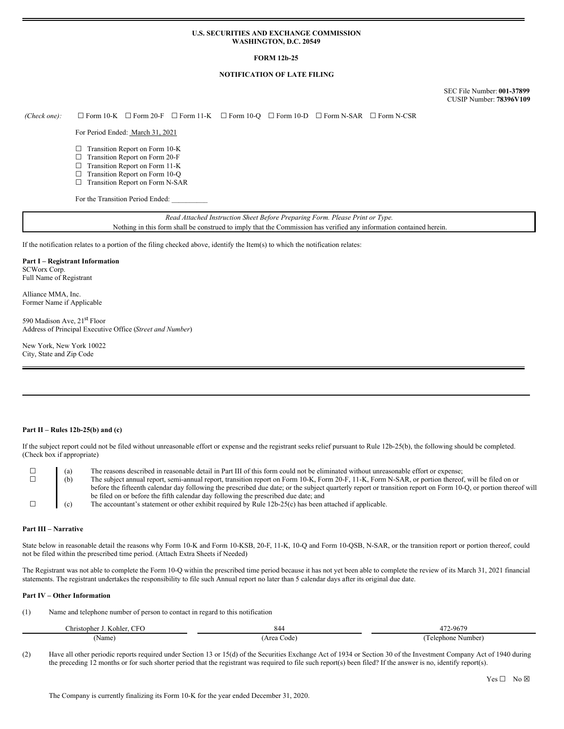**U.S. SECURITIES AND EXCHANGE COMMISSION**
**WASHINGTON, D.C. 20549**

**FORM 12b-25**

**NOTIFICATION OF LATE FILING**

SEC File Number: **001-37899**
CUSIP Number: **78396V109**

*(Check one):* ☐ Form 10-K ☐ Form 20-F ☐ Form 11-K ☐ Form 10-Q ☐ Form 10-D ☐ Form N-SAR ☐ Form N-CSR

For Period Ended: March 31, 2021

☐ Transition Report on Form 10-K
☐ Transition Report on Form 20-F
☐ Transition Report on Form 11-K
☐ Transition Report on Form 10-Q
☐ Transition Report on Form N-SAR

For the Transition Period Ended: __________

*Read Attached Instruction Sheet Before Preparing Form. Please Print or Type.*
Nothing in this form shall be construed to imply that the Commission has verified any information contained herein.

If the notification relates to a portion of the filing checked above, identify the Item(s) to which the notification relates:

**Part I – Registrant Information**

SCWorx Corp.
Full Name of Registrant

Alliance MMA, Inc.
Former Name if Applicable

590 Madison Ave, 21st Floor
Address of Principal Executive Office (*Street and Number*)

New York, New York 10022
City, State and Zip Code

**Part II – Rules 12b-25(b) and (c)**

If the subject report could not be filed without unreasonable effort or expense and the registrant seeks relief pursuant to Rule 12b-25(b), the following should be completed. (Check box if appropriate)

☐ (a) The reasons described in reasonable detail in Part III of this form could not be eliminated without unreasonable effort or expense;

☐ (b) The subject annual report, semi-annual report, transition report on Form 10-K, Form 20-F, 11-K, Form N-SAR, or portion thereof, will be filed on or before the fifteenth calendar day following the prescribed due date; or the subject quarterly report or transition report on Form 10-Q, or portion thereof will be filed on or before the fifth calendar day following the prescribed due date; and

☐ (c) The accountant's statement or other exhibit required by Rule 12b-25(c) has been attached if applicable.

**Part III – Narrative**

State below in reasonable detail the reasons why Form 10-K and Form 10-KSB, 20-F, 11-K, 10-Q and Form 10-QSB, N-SAR, or the transition report or portion thereof, could not be filed within the prescribed time period. (Attach Extra Sheets if Needed)

The Registrant was not able to complete the Form 10-Q within the prescribed time period because it has not yet been able to complete the review of its March 31, 2021 financial statements. The registrant undertakes the responsibility to file such Annual report no later than 5 calendar days after its original due date.

**Part IV – Other Information**

(1) Name and telephone number of person to contact in regard to this notification

| Christopher J. Kohler, CFO | 844 | 472-9679 |
|---|---|---|
| (Name) | (Area Code) | (Telephone Number) |

(2) Have all other periodic reports required under Section 13 or 15(d) of the Securities Exchange Act of 1934 or Section 30 of the Investment Company Act of 1940 during the preceding 12 months or for such shorter period that the registrant was required to file such report(s) been filed? If the answer is no, identify report(s).

Yes ☐ No ☒

The Company is currently finalizing its Form 10-K for the year ended December 31, 2020.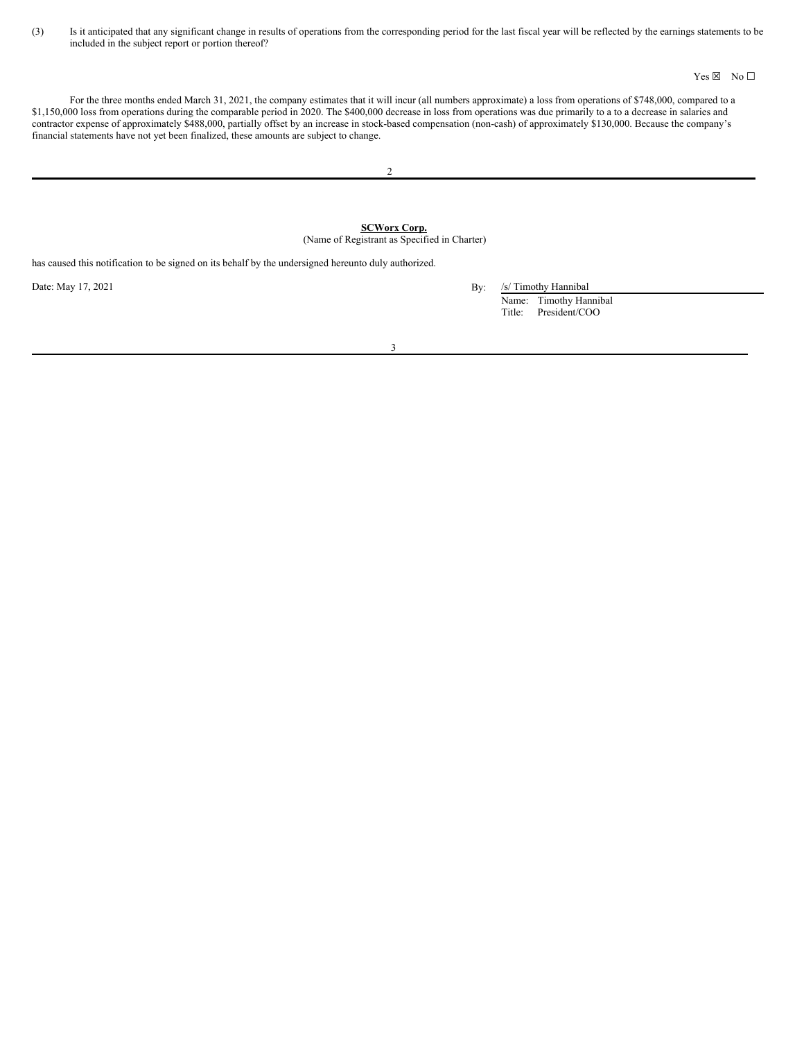(3) Is it anticipated that any significant change in results of operations from the corresponding period for the last fiscal year will be reflected by the earnings statements to be included in the subject report or portion thereof?

Yes ☒ No ☐

For the three months ended March 31, 2021, the company estimates that it will incur (all numbers approximate) a loss from operations of $748,000, compared to a $1,150,000 loss from operations during the comparable period in 2020. The $400,000 decrease in loss from operations was due primarily to a to a decrease in salaries and contractor expense of approximately $488,000, partially offset by an increase in stock-based compensation (non-cash) of approximately $130,000. Because the company's financial statements have not yet been finalized, these amounts are subject to change.

**SCWorx Corp.**
(Name of Registrant as Specified in Charter)

has caused this notification to be signed on its behalf by the undersigned hereunto duly authorized.

Date: May 17, 2021

By: /s/ Timothy Hannibal
Name: Timothy Hannibal
Title: President/COO